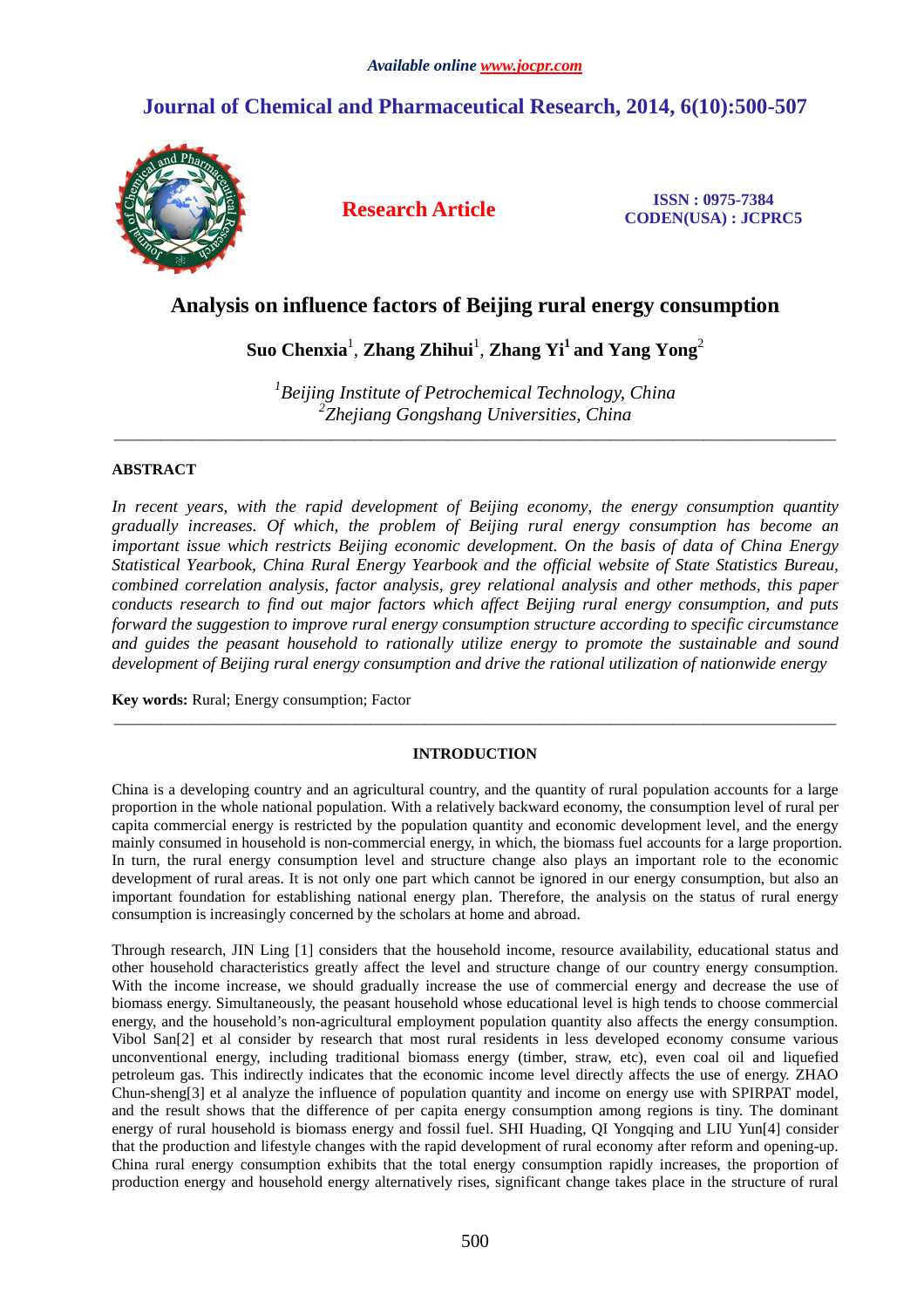# Analysis on influence factors of Beijing rural energy consumption

**Suo Chenxia**[1], **Zhang Zhihui**[1], **Zhang Yi**[1] **and Yang Yong**[2]

*[1]Beijing Institute of Petrochemical Technology, China*
*[2]Zhejiang Gongshang Universities, China*

---

## ABSTRACT

*In recent years, with the rapid development of Beijing economy, the energy consumption quantity gradually increases. Of which, the problem of Beijing rural energy consumption has become an important issue which restricts Beijing economic development. On the basis of data of China Energy Statistical Yearbook, China Rural Energy Yearbook and the official website of State Statistics Bureau, combined correlation analysis, factor analysis, grey relational analysis and other methods, this paper conducts research to find out major factors which affect Beijing rural energy consumption, and puts forward the suggestion to improve rural energy consumption structure according to specific circumstance and guides the peasant household to rationally utilize energy to promote the sustainable and sound development of Beijing rural energy consumption and drive the rational utilization of nationwide energy*

**Key words:** Rural; Energy consumption; Factor

---

## INTRODUCTION

China is a developing country and an agricultural country, and the quantity of rural population accounts for a large proportion in the whole national population. With a relatively backward economy, the consumption level of rural per capita commercial energy is restricted by the population quantity and economic development level, and the energy mainly consumed in household is non-commercial energy, in which, the biomass fuel accounts for a large proportion. In turn, the rural energy consumption level and structure change also plays an important role to the economic development of rural areas. It is not only one part which cannot be ignored in our energy consumption, but also an important foundation for establishing national energy plan. Therefore, the analysis on the status of rural energy consumption is increasingly concerned by the scholars at home and abroad.

Through research, JIN Ling [1] considers that the household income, resource availability, educational status and other household characteristics greatly affect the level and structure change of our country energy consumption. With the income increase, we should gradually increase the use of commercial energy and decrease the use of biomass energy. Simultaneously, the peasant household whose educational level is high tends to choose commercial energy, and the household's non-agricultural employment population quantity also affects the energy consumption. Vibol San[2] et al consider by research that most rural residents in less developed economy consume various unconventional energy, including traditional biomass energy (timber, straw, etc), even coal oil and liquefied petroleum gas. This indirectly indicates that the economic income level directly affects the use of energy. ZHAO Chun-sheng[3] et al analyze the influence of population quantity and income on energy use with SPIRPAT model, and the result shows that the difference of per capita energy consumption among regions is tiny. The dominant energy of rural household is biomass energy and fossil fuel. SHI Huading, QI Yongqing and LIU Yun[4] consider that the production and lifestyle changes with the rapid development of rural economy after reform and opening-up. China rural energy consumption exhibits that the total energy consumption rapidly increases, the proportion of production energy and household energy alternatively rises, significant change takes place in the structure of rural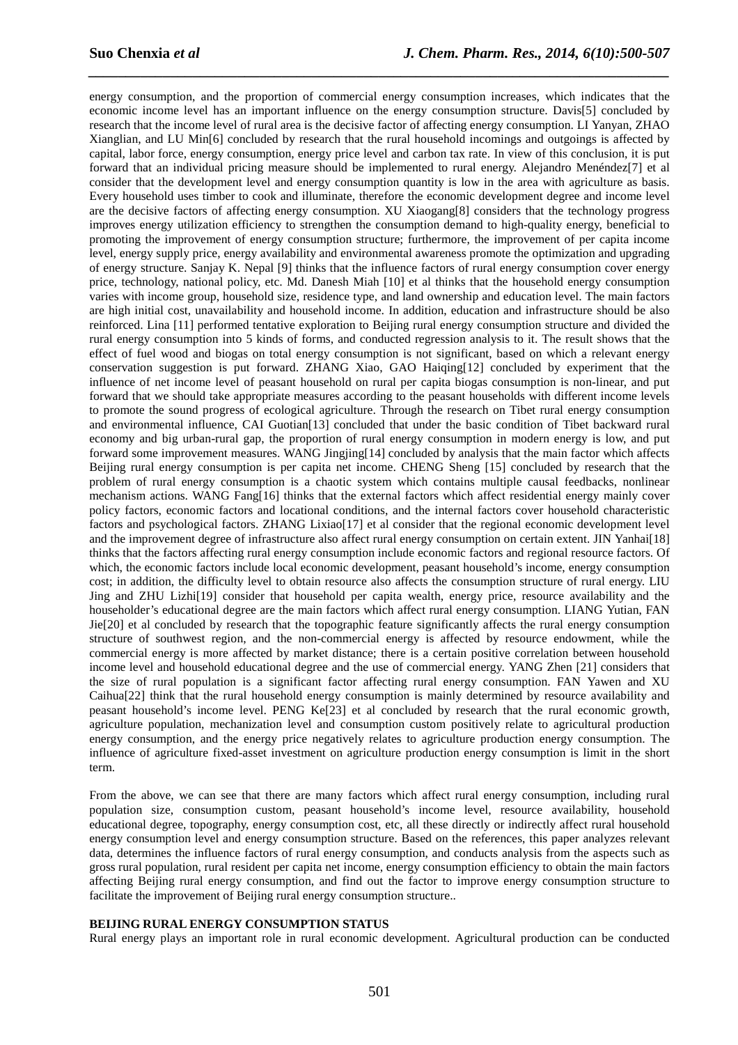energy consumption, and the proportion of commercial energy consumption increases, which indicates that the economic income level has an important influence on the energy consumption structure. Davis[5] concluded by research that the income level of rural area is the decisive factor of affecting energy consumption. LI Yanyan, ZHAO Xianglian, and LU Min[6] concluded by research that the rural household incomings and outgoings is affected by capital, labor force, energy consumption, energy price level and carbon tax rate. In view of this conclusion, it is put forward that an individual pricing measure should be implemented to rural energy. Alejandro Menéndez[7] et al consider that the development level and energy consumption quantity is low in the area with agriculture as basis. Every household uses timber to cook and illuminate, therefore the economic development degree and income level are the decisive factors of affecting energy consumption. XU Xiaogang[8] considers that the technology progress improves energy utilization efficiency to strengthen the consumption demand to high-quality energy, beneficial to promoting the improvement of energy consumption structure; furthermore, the improvement of per capita income level, energy supply price, energy availability and environmental awareness promote the optimization and upgrading of energy structure. Sanjay K. Nepal [9] thinks that the influence factors of rural energy consumption cover energy price, technology, national policy, etc. Md. Danesh Miah [10] et al thinks that the household energy consumption varies with income group, household size, residence type, and land ownership and education level. The main factors are high initial cost, unavailability and household income. In addition, education and infrastructure should be also reinforced. Lina [11] performed tentative exploration to Beijing rural energy consumption structure and divided the rural energy consumption into 5 kinds of forms, and conducted regression analysis to it. The result shows that the effect of fuel wood and biogas on total energy consumption is not significant, based on which a relevant energy conservation suggestion is put forward. ZHANG Xiao, GAO Haiqing[12] concluded by experiment that the influence of net income level of peasant household on rural per capita biogas consumption is non-linear, and put forward that we should take appropriate measures according to the peasant households with different income levels to promote the sound progress of ecological agriculture. Through the research on Tibet rural energy consumption and environmental influence, CAI Guotian[13] concluded that under the basic condition of Tibet backward rural economy and big urban-rural gap, the proportion of rural energy consumption in modern energy is low, and put forward some improvement measures. WANG Jingjing[14] concluded by analysis that the main factor which affects Beijing rural energy consumption is per capita net income. CHENG Sheng [15] concluded by research that the problem of rural energy consumption is a chaotic system which contains multiple causal feedbacks, nonlinear mechanism actions. WANG Fang[16] thinks that the external factors which affect residential energy mainly cover policy factors, economic factors and locational conditions, and the internal factors cover household characteristic factors and psychological factors. ZHANG Lixiao[17] et al consider that the regional economic development level and the improvement degree of infrastructure also affect rural energy consumption on certain extent. JIN Yanhai[18] thinks that the factors affecting rural energy consumption include economic factors and regional resource factors. Of which, the economic factors include local economic development, peasant household's income, energy consumption cost; in addition, the difficulty level to obtain resource also affects the consumption structure of rural energy. LIU Jing and ZHU Lizhi[19] consider that household per capita wealth, energy price, resource availability and the householder's educational degree are the main factors which affect rural energy consumption. LIANG Yutian, FAN Jie[20] et al concluded by research that the topographic feature significantly affects the rural energy consumption structure of southwest region, and the non-commercial energy is affected by resource endowment, while the commercial energy is more affected by market distance; there is a certain positive correlation between household income level and household educational degree and the use of commercial energy. YANG Zhen [21] considers that the size of rural population is a significant factor affecting rural energy consumption. FAN Yawen and XU Caihua[22] think that the rural household energy consumption is mainly determined by resource availability and peasant household's income level. PENG Ke[23] et al concluded by research that the rural economic growth, agriculture population, mechanization level and consumption custom positively relate to agricultural production energy consumption, and the energy price negatively relates to agriculture production energy consumption. The influence of agriculture fixed-asset investment on agriculture production energy consumption is limit in the short term.

From the above, we can see that there are many factors which affect rural energy consumption, including rural population size, consumption custom, peasant household's income level, resource availability, household educational degree, topography, energy consumption cost, etc, all these directly or indirectly affect rural household energy consumption level and energy consumption structure. Based on the references, this paper analyzes relevant data, determines the influence factors of rural energy consumption, and conducts analysis from the aspects such as gross rural population, rural resident per capita net income, energy consumption efficiency to obtain the main factors affecting Beijing rural energy consumption, and find out the factor to improve energy consumption structure to facilitate the improvement of Beijing rural energy consumption structure..

**BEIJING RURAL ENERGY CONSUMPTION STATUS**

Rural energy plays an important role in rural economic development. Agricultural production can be conducted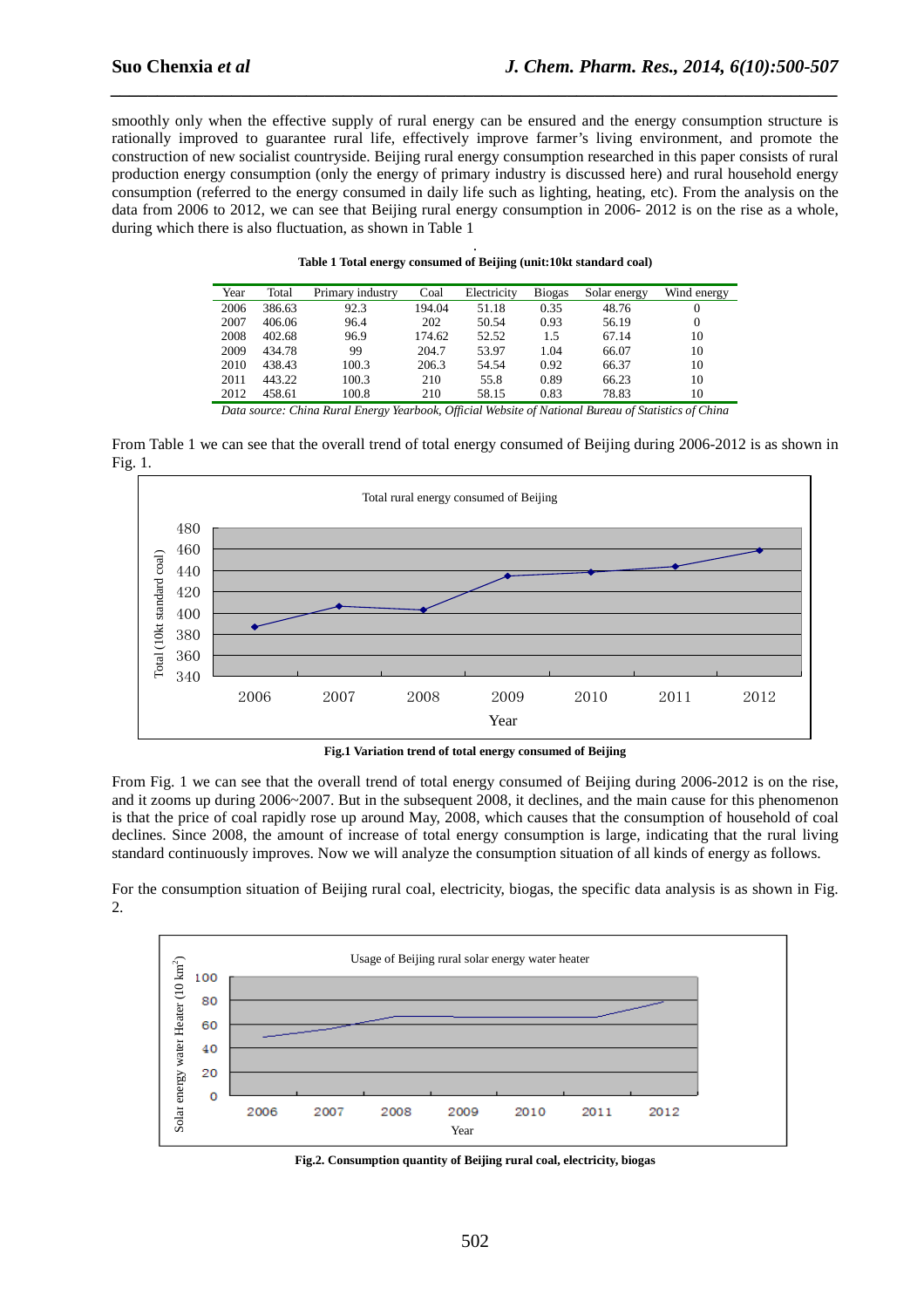smoothly only when the effective supply of rural energy can be ensured and the energy consumption structure is rationally improved to guarantee rural life, effectively improve farmer's living environment, and promote the construction of new socialist countryside. Beijing rural energy consumption researched in this paper consists of rural production energy consumption (only the energy of primary industry is discussed here) and rural household energy consumption (referred to the energy consumed in daily life such as lighting, heating, etc). From the analysis on the data from 2006 to 2012, we can see that Beijing rural energy consumption in 2006- 2012 is on the rise as a whole, during which there is also fluctuation, as shown in Table 1

**Table 1 Total energy consumed of Beijing (unit:10kt standard coal)**

| Year | Total | Primary industry | Coal | Electricity | Biogas | Solar energy | Wind energy |
|---|---|---|---|---|---|---|---|
| 2006 | 386.63 | 92.3 | 194.04 | 51.18 | 0.35 | 48.76 | 0 |
| 2007 | 406.06 | 96.4 | 202 | 50.54 | 0.93 | 56.19 | 0 |
| 2008 | 402.68 | 96.9 | 174.62 | 52.52 | 1.5 | 67.14 | 10 |
| 2009 | 434.78 | 99 | 204.7 | 53.97 | 1.04 | 66.07 | 10 |
| 2010 | 438.43 | 100.3 | 206.3 | 54.54 | 0.92 | 66.37 | 10 |
| 2011 | 443.22 | 100.3 | 210 | 55.8 | 0.89 | 66.23 | 10 |
| 2012 | 458.61 | 100.8 | 210 | 58.15 | 0.83 | 78.83 | 10 |

*Data source: China Rural Energy Yearbook, Official Website of National Bureau of Statistics of China*

From Table 1 we can see that the overall trend of total energy consumed of Beijing during 2006-2012 is as shown in Fig. 1.

**Fig.1 Variation trend of total energy consumed of Beijing**

From Fig. 1 we can see that the overall trend of total energy consumed of Beijing during 2006-2012 is on the rise, and it zooms up during 2006~2007. But in the subsequent 2008, it declines, and the main cause for this phenomenon is that the price of coal rapidly rose up around May, 2008, which causes that the consumption of household of coal declines. Since 2008, the amount of increase of total energy consumption is large, indicating that the rural living standard continuously improves. Now we will analyze the consumption situation of all kinds of energy as follows.

For the consumption situation of Beijing rural coal, electricity, biogas, the specific data analysis is as shown in Fig. 2.

**Fig.2. Consumption quantity of Beijing rural coal, electricity, biogas**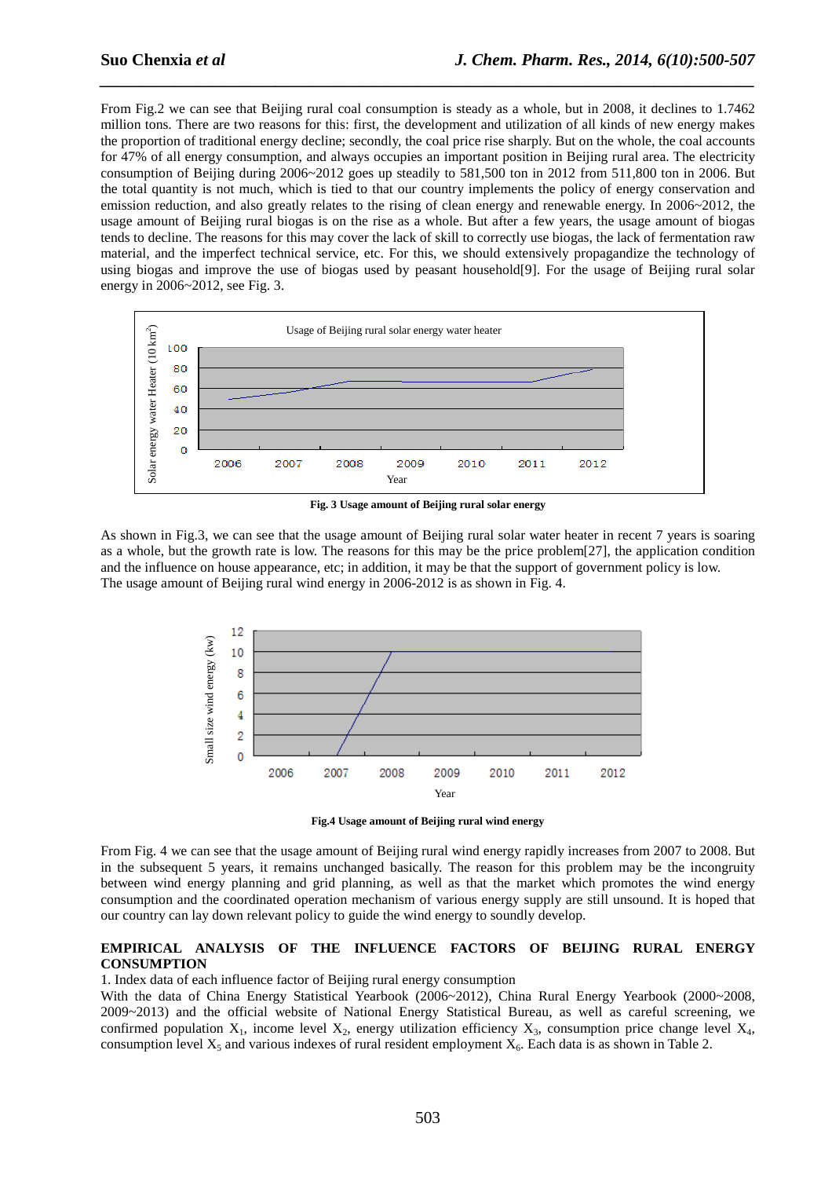From Fig.2 we can see that Beijing rural coal consumption is steady as a whole, but in 2008, it declines to 1.7462 million tons. There are two reasons for this: first, the development and utilization of all kinds of new energy makes the proportion of traditional energy decline; secondly, the coal price rise sharply. But on the whole, the coal accounts for 47% of all energy consumption, and always occupies an important position in Beijing rural area. The electricity consumption of Beijing during 2006~2012 goes up steadily to 581,500 ton in 2012 from 511,800 ton in 2006. But the total quantity is not much, which is tied to that our country implements the policy of energy conservation and emission reduction, and also greatly relates to the rising of clean energy and renewable energy. In 2006~2012, the usage amount of Beijing rural biogas is on the rise as a whole. But after a few years, the usage amount of biogas tends to decline. The reasons for this may cover the lack of skill to correctly use biogas, the lack of fermentation raw material, and the imperfect technical service, etc. For this, we should extensively propagandize the technology of using biogas and improve the use of biogas used by peasant household[9]. For the usage of Beijing rural solar energy in 2006~2012, see Fig. 3.

**Fig. 3 Usage amount of Beijing rural solar energy**

As shown in Fig.3, we can see that the usage amount of Beijing rural solar water heater in recent 7 years is soaring as a whole, but the growth rate is low. The reasons for this may be the price problem[27], the application condition and the influence on house appearance, etc; in addition, it may be that the support of government policy is low.
The usage amount of Beijing rural wind energy in 2006-2012 is as shown in Fig. 4.

**Fig.4 Usage amount of Beijing rural wind energy**

From Fig. 4 we can see that the usage amount of Beijing rural wind energy rapidly increases from 2007 to 2008. But in the subsequent 5 years, it remains unchanged basically. The reason for this problem may be the incongruity between wind energy planning and grid planning, as well as that the market which promotes the wind energy consumption and the coordinated operation mechanism of various energy supply are still unsound. It is hoped that our country can lay down relevant policy to guide the wind energy to soundly develop.

## EMPIRICAL ANALYSIS OF THE INFLUENCE FACTORS OF BEIJING RURAL ENERGY CONSUMPTION

1. Index data of each influence factor of Beijing rural energy consumption

With the data of China Energy Statistical Yearbook (2006~2012), China Rural Energy Yearbook (2000~2008, 2009~2013) and the official website of National Energy Statistical Bureau, as well as careful screening, we confirmed population $X_1$, income level $X_2$, energy utilization efficiency $X_3$, consumption price change level $X_4$, consumption level $X_5$ and various indexes of rural resident employment $X_6$. Each data is as shown in Table 2.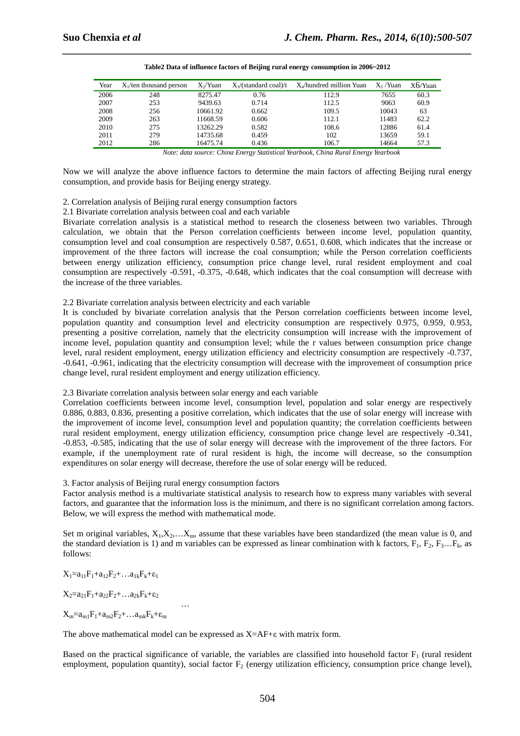**Table2 Data of influence factors of Beijing rural energy consumption in 2006~2012**

| Year | $X_1$/ten thousand person | $X_2$/Yuan | $X_3$/(standard coal)/t | $X_4$/hundred million Yuan | $X_5$ /Yuan | $X_6$/Yuan |
|---|---|---|---|---|---|---|
| 2006 | 248 | 8275.47 | 0.76 | 112.9 | 7655 | 60.3 |
| 2007 | 253 | 9439.63 | 0.714 | 112.5 | 9063 | 60.9 |
| 2008 | 256 | 10661.92 | 0.662 | 109.5 | 10043 | 63 |
| 2009 | 263 | 11668.59 | 0.606 | 112.1 | 11483 | 62.2 |
| 2010 | 275 | 13262.29 | 0.582 | 108.6 | 12886 | 61.4 |
| 2011 | 279 | 14735.68 | 0.459 | 102 | 13659 | 59.1 |
| 2012 | 286 | 16475.74 | 0.436 | 106.7 | 14664 | 57.3 |

*Note: data source: China Energy Statistical Yearbook, China Rural Energy Yearbook*

Now we will analyze the above influence factors to determine the main factors of affecting Beijing rural energy consumption, and provide basis for Beijing energy strategy.

2. Correlation analysis of Beijing rural energy consumption factors

2.1 Bivariate correlation analysis between coal and each variable

Bivariate correlation analysis is a statistical method to research the closeness between two variables. Through calculation, we obtain that the Person correlation coefficients between income level, population quantity, consumption level and coal consumption are respectively 0.587, 0.651, 0.608, which indicates that the increase or improvement of the three factors will increase the coal consumption; while the Person correlation coefficients between energy utilization efficiency, consumption price change level, rural resident employment and coal consumption are respectively -0.591, -0.375, -0.648, which indicates that the coal consumption will decrease with the increase of the three variables.

2.2 Bivariate correlation analysis between electricity and each variable

It is concluded by bivariate correlation analysis that the Person correlation coefficients between income level, population quantity and consumption level and electricity consumption are respectively 0.975, 0.959, 0.953, presenting a positive correlation, namely that the electricity consumption will increase with the improvement of income level, population quantity and consumption level; while the r values between consumption price change level, rural resident employment, energy utilization efficiency and electricity consumption are respectively -0.737, -0.641, -0.961, indicating that the electricity consumption will decrease with the improvement of consumption price change level, rural resident employment and energy utilization efficiency.

2.3 Bivariate correlation analysis between solar energy and each variable

Correlation coefficients between income level, consumption level, population and solar energy are respectively 0.886, 0.883, 0.836, presenting a positive correlation, which indicates that the use of solar energy will increase with the improvement of income level, consumption level and population quantity; the correlation coefficients between rural resident employment, energy utilization efficiency, consumption price change level are respectively -0.341, -0.853, -0.585, indicating that the use of solar energy will decrease with the improvement of the three factors. For example, if the unemployment rate of rural resident is high, the income will decrease, so the consumption expenditures on solar energy will decrease, therefore the use of solar energy will be reduced.

3. Factor analysis of Beijing rural energy consumption factors

Factor analysis method is a multivariate statistical analysis to research how to express many variables with several factors, and guarantee that the information loss is the minimum, and there is no significant correlation among factors. Below, we will express the method with mathematical mode.

Set m original variables, $X_1,X_2,\ldots X_m$, assume that these variables have been standardized (the mean value is 0, and the standard deviation is 1) and m variables can be expressed as linear combination with k factors, $F_1$, $F_2$, $F_3\ldots F_k$, as follows:

$$X_1=a_{11}F_1+a_{12}F_2+\ldots a_{1k}F_k+\varepsilon_1$$

$$X_2=a_{21}F_1+a_{22}F_2+\ldots a_{2k}F_k+\varepsilon_2$$

$$\ldots$$

$$X_m=a_{m1}F_1+a_{m2}F_2+\ldots a_{mk}F_k+\varepsilon_m$$

The above mathematical model can be expressed as $X=AF+\varepsilon$ with matrix form.

Based on the practical significance of variable, the variables are classified into household factor $F_1$ (rural resident employment, population quantity), social factor $F_2$ (energy utilization efficiency, consumption price change level),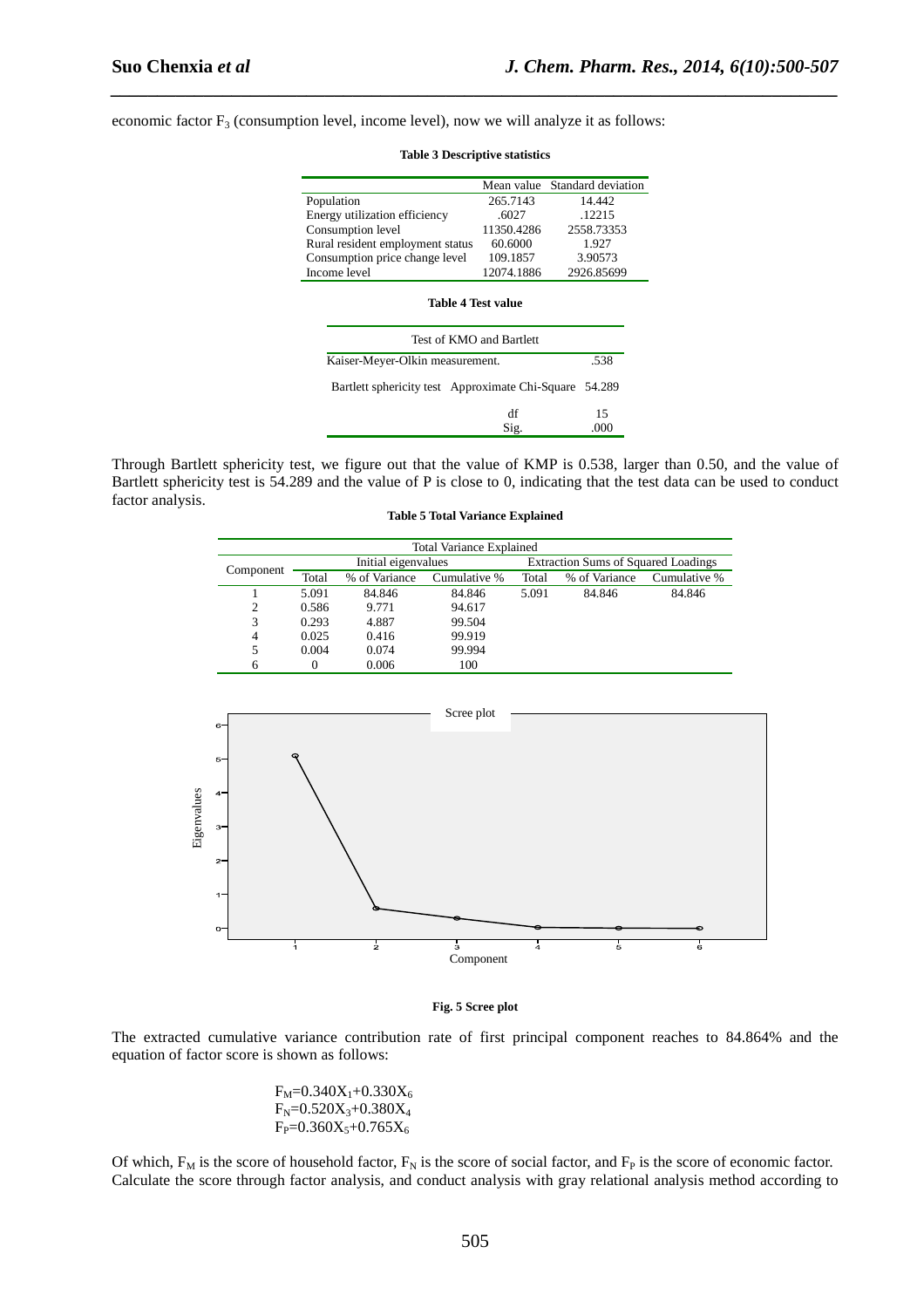economic factor $F_3$ (consumption level, income level), now we will analyze it as follows:

**Table 3 Descriptive statistics**

| | Mean value | Standard deviation |
|---|---|---|
| Population | 265.7143 | 14.442 |
| Energy utilization efficiency | .6027 | .12215 |
| Consumption level | 11350.4286 | 2558.73353 |
| Rural resident employment status | 60.6000 | 1.927 |
| Consumption price change level | 109.1857 | 3.90573 |
| Income level | 12074.1886 | 2926.85699 |

**Table 4 Test value**

| Test of KMO and Bartlett | | |
|---|---|---|
| Kaiser-Meyer-Olkin measurement. | | .538 |
| Bartlett sphericity test | Approximate Chi-Square | 54.289 |
| | df | 15 |
| | Sig. | .000 |

Through Bartlett sphericity test, we figure out that the value of KMP is 0.538, larger than 0.50, and the value of Bartlett sphericity test is 54.289 and the value of P is close to 0, indicating that the test data can be used to conduct factor analysis.

**Table 5 Total Variance Explained**

| Component | Initial eigenvalues | | | Extraction Sums of Squared Loadings | | |
|---|---|---|---|---|---|---|
| | Total | % of Variance | Cumulative % | Total | % of Variance | Cumulative % |
| 1 | 5.091 | 84.846 | 84.846 | 5.091 | 84.846 | 84.846 |
| 2 | 0.586 | 9.771 | 94.617 | | | |
| 3 | 0.293 | 4.887 | 99.504 | | | |
| 4 | 0.025 | 0.416 | 99.919 | | | |
| 5 | 0.004 | 0.074 | 99.994 | | | |
| 6 | 0 | 0.006 | 100 | | | |

**Fig. 5 Scree plot**

The extracted cumulative variance contribution rate of first principal component reaches to 84.864% and the equation of factor score is shown as follows:

$$F_M=0.340X_1+0.330X_6$$
$$F_N=0.520X_3+0.380X_4$$
$$F_P=0.360X_5+0.765X_6$$

Of which, $F_M$ is the score of household factor, $F_N$ is the score of social factor, and $F_P$ is the score of economic factor. Calculate the score through factor analysis, and conduct analysis with gray relational analysis method according to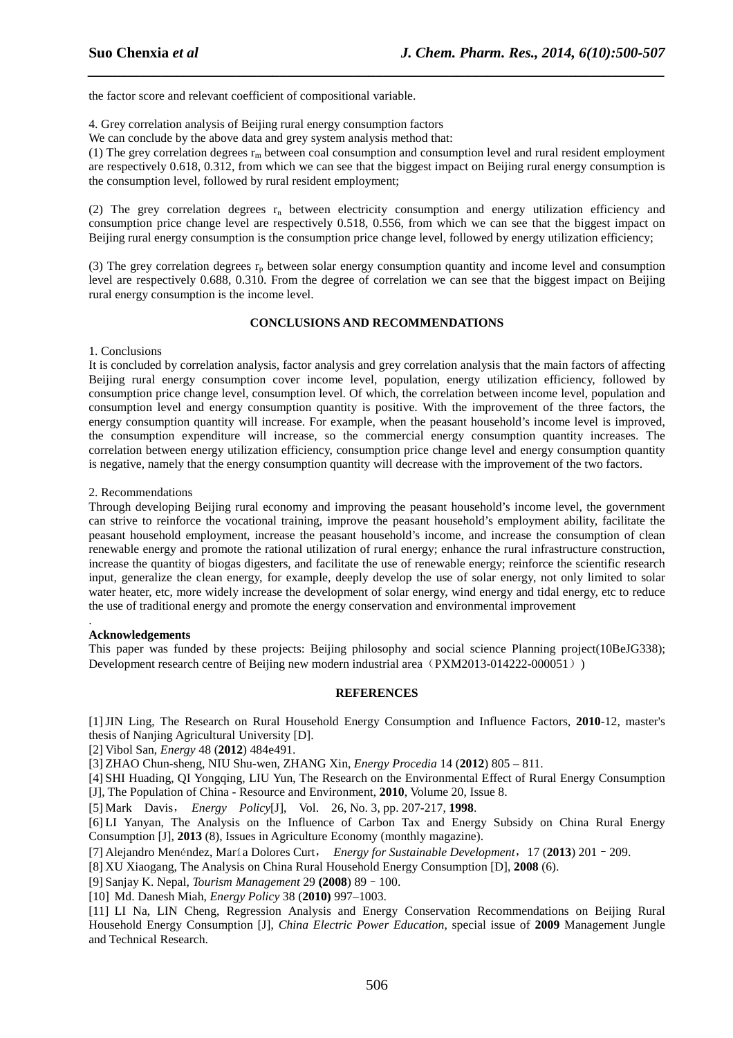the factor score and relevant coefficient of compositional variable.

4. Grey correlation analysis of Beijing rural energy consumption factors

We can conclude by the above data and grey system analysis method that:

(1) The grey correlation degrees $r_m$ between coal consumption and consumption level and rural resident employment are respectively 0.618, 0.312, from which we can see that the biggest impact on Beijing rural energy consumption is the consumption level, followed by rural resident employment;

(2) The grey correlation degrees $r_n$ between electricity consumption and energy utilization efficiency and consumption price change level are respectively 0.518, 0.556, from which we can see that the biggest impact on Beijing rural energy consumption is the consumption price change level, followed by energy utilization efficiency;

(3) The grey correlation degrees $r_p$ between solar energy consumption quantity and income level and consumption level are respectively 0.688, 0.310. From the degree of correlation we can see that the biggest impact on Beijing rural energy consumption is the income level.

## CONCLUSIONS AND RECOMMENDATIONS

1. Conclusions

It is concluded by correlation analysis, factor analysis and grey correlation analysis that the main factors of affecting Beijing rural energy consumption cover income level, population, energy utilization efficiency, followed by consumption price change level, consumption level. Of which, the correlation between income level, population and consumption level and energy consumption quantity is positive. With the improvement of the three factors, the energy consumption quantity will increase. For example, when the peasant household's income level is improved, the consumption expenditure will increase, so the commercial energy consumption quantity increases. The correlation between energy utilization efficiency, consumption price change level and energy consumption quantity is negative, namely that the energy consumption quantity will decrease with the improvement of the two factors.

2. Recommendations

Through developing Beijing rural economy and improving the peasant household's income level, the government can strive to reinforce the vocational training, improve the peasant household's employment ability, facilitate the peasant household employment, increase the peasant household's income, and increase the consumption of clean renewable energy and promote the rational utilization of rural energy; enhance the rural infrastructure construction, increase the quantity of biogas digesters, and facilitate the use of renewable energy; reinforce the scientific research input, generalize the clean energy, for example, deeply develop the use of solar energy, not only limited to solar water heater, etc, more widely increase the development of solar energy, wind energy and tidal energy, etc to reduce the use of traditional energy and promote the energy conservation and environmental improvement

.

**Acknowledgements**

This paper was funded by these projects: Beijing philosophy and social science Planning project(10BeJG338); Development research centre of Beijing new modern industrial area（PXM2013-014222-000051））

## REFERENCES

[1] JIN Ling, The Research on Rural Household Energy Consumption and Influence Factors, **2010**-12, master's thesis of Nanjing Agricultural University [D].

[2] Vibol San, *Energy* 48 (**2012**) 484e491.

[3] ZHAO Chun-sheng, NIU Shu-wen, ZHANG Xin, *Energy Procedia* 14 (**2012**) 805 – 811.

[4] SHI Huading, QI Yongqing, LIU Yun, The Research on the Environmental Effect of Rural Energy Consumption [J], The Population of China - Resource and Environment, **2010**, Volume 20, Issue 8.

[5] Mark Davis， *Energy Policy*[J], Vol. 26, No. 3, pp. 207-217, **1998**.

[6] LI Yanyan, The Analysis on the Influence of Carbon Tax and Energy Subsidy on China Rural Energy Consumption [J], **2013** (8), Issues in Agriculture Economy (monthly magazine).

[7] Alejandro Menéndez, María Dolores Curt， *Energy for Sustainable Development*，17 (**2013**) 201–209.

[8] XU Xiaogang, The Analysis on China Rural Household Energy Consumption [D], **2008** (6).

[9] Sanjay K. Nepal, *Tourism Management* 29 **(2008**) 89–100.

[10] Md. Danesh Miah, *Energy Policy* 38 (**2010)** 997–1003.

[11] LI Na, LIN Cheng, Regression Analysis and Energy Conservation Recommendations on Beijing Rural Household Energy Consumption [J], *China Electric Power Education*, special issue of **2009** Management Jungle and Technical Research.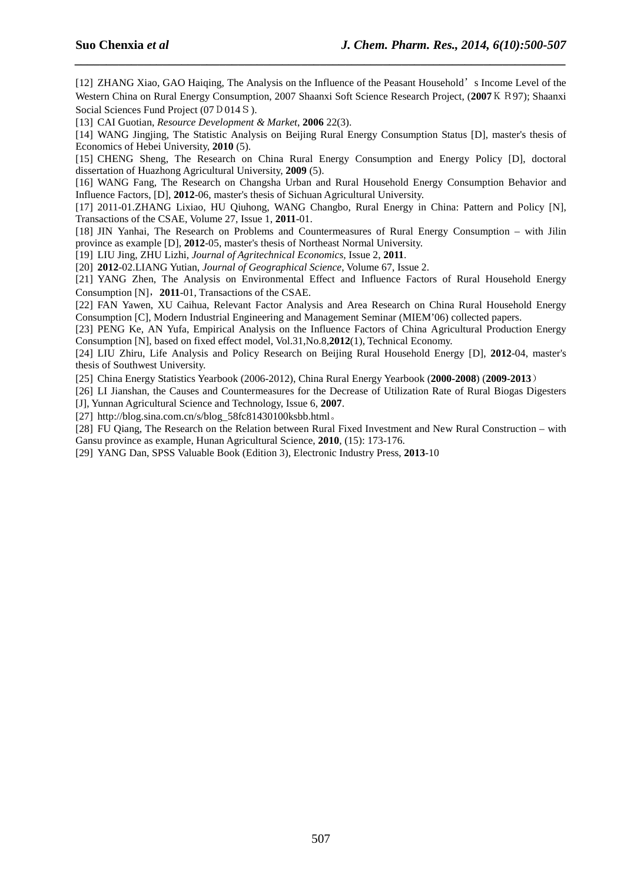[12] ZHANG Xiao, GAO Haiqing, The Analysis on the Influence of the Peasant Household's Income Level of the Western China on Rural Energy Consumption, 2007 Shaanxi Soft Science Research Project, (**2007**ＫＲ97); Shaanxi Social Sciences Fund Project (07Ｄ014Ｓ).

[13] CAI Guotian, *Resource Development & Market*, **2006** 22(3).

[14] WANG Jingjing, The Statistic Analysis on Beijing Rural Energy Consumption Status [D], master's thesis of Economics of Hebei University, **2010** (5).

[15] CHENG Sheng, The Research on China Rural Energy Consumption and Energy Policy [D], doctoral dissertation of Huazhong Agricultural University, **2009** (5).

[16] WANG Fang, The Research on Changsha Urban and Rural Household Energy Consumption Behavior and Influence Factors, [D], **2012**-06, master's thesis of Sichuan Agricultural University.

[17] 2011-01.ZHANG Lixiao, HU Qiuhong, WANG Changbo, Rural Energy in China: Pattern and Policy [N], Transactions of the CSAE, Volume 27, Issue 1, **2011**-01.

[18] JIN Yanhai, The Research on Problems and Countermeasures of Rural Energy Consumption – with Jilin province as example [D], **2012**-05, master's thesis of Northeast Normal University.

[19] LIU Jing, ZHU Lizhi, *Journal of Agritechnical Economics*, Issue 2, **2011**.

[20] **2012**-02.LIANG Yutian, *Journal of Geographical Science*, Volume 67, Issue 2.

[21] YANG Zhen, The Analysis on Environmental Effect and Influence Factors of Rural Household Energy Consumption [N]，**2011**-01, Transactions of the CSAE.

[22] FAN Yawen, XU Caihua, Relevant Factor Analysis and Area Research on China Rural Household Energy Consumption [C], Modern Industrial Engineering and Management Seminar (MIEM'06) collected papers.

[23] PENG Ke, AN Yufa, Empirical Analysis on the Influence Factors of China Agricultural Production Energy Consumption [N], based on fixed effect model, Vol.31,No.8,**2012**(1), Technical Economy.

[24] LIU Zhiru, Life Analysis and Policy Research on Beijing Rural Household Energy [D], **2012**-04, master's thesis of Southwest University.

[25] China Energy Statistics Yearbook (2006-2012), China Rural Energy Yearbook (**2000-2008**) (**2009-2013**）

[26] LI Jianshan, the Causes and Countermeasures for the Decrease of Utilization Rate of Rural Biogas Digesters [J], Yunnan Agricultural Science and Technology, Issue 6, **2007**.

[27] http://blog.sina.com.cn/s/blog_58fc81430100ksbb.html。

[28] FU Qiang, The Research on the Relation between Rural Fixed Investment and New Rural Construction – with Gansu province as example, Hunan Agricultural Science, **2010**, (15): 173-176.

[29] YANG Dan, SPSS Valuable Book (Edition 3), Electronic Industry Press, **2013**-10